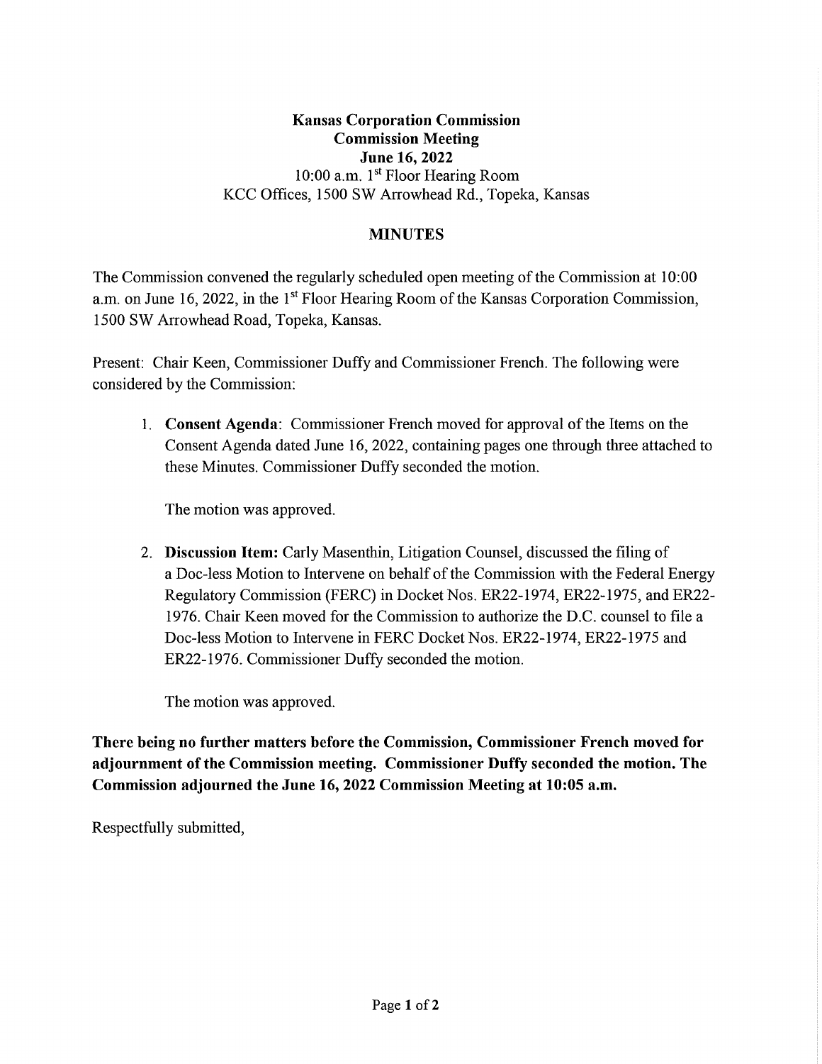**Kansas Corporation Commission**
**Commission Meeting**
**June 16, 2022**
10:00 a.m. 1st Floor Hearing Room
KCC Offices, 1500 SW Arrowhead Rd., Topeka, Kansas

## MINUTES

The Commission convened the regularly scheduled open meeting of the Commission at 10:00 a.m. on June 16, 2022, in the 1st Floor Hearing Room of the Kansas Corporation Commission, 1500 SW Arrowhead Road, Topeka, Kansas.

Present: Chair Keen, Commissioner Duffy and Commissioner French. The following were considered by the Commission:

1. **Consent Agenda**: Commissioner French moved for approval of the Items on the Consent Agenda dated June 16, 2022, containing pages one through three attached to these Minutes. Commissioner Duffy seconded the motion.

   The motion was approved.

2. **Discussion Item:** Carly Masenthin, Litigation Counsel, discussed the filing of a Doc-less Motion to Intervene on behalf of the Commission with the Federal Energy Regulatory Commission (FERC) in Docket Nos. ER22-1974, ER22-1975, and ER22-1976. Chair Keen moved for the Commission to authorize the D.C. counsel to file a Doc-less Motion to Intervene in FERC Docket Nos. ER22-1974, ER22-1975 and ER22-1976. Commissioner Duffy seconded the motion.

   The motion was approved.

**There being no further matters before the Commission, Commissioner French moved for adjournment of the Commission meeting. Commissioner Duffy seconded the motion. The Commission adjourned the June 16, 2022 Commission Meeting at 10:05 a.m.**

Respectfully submitted,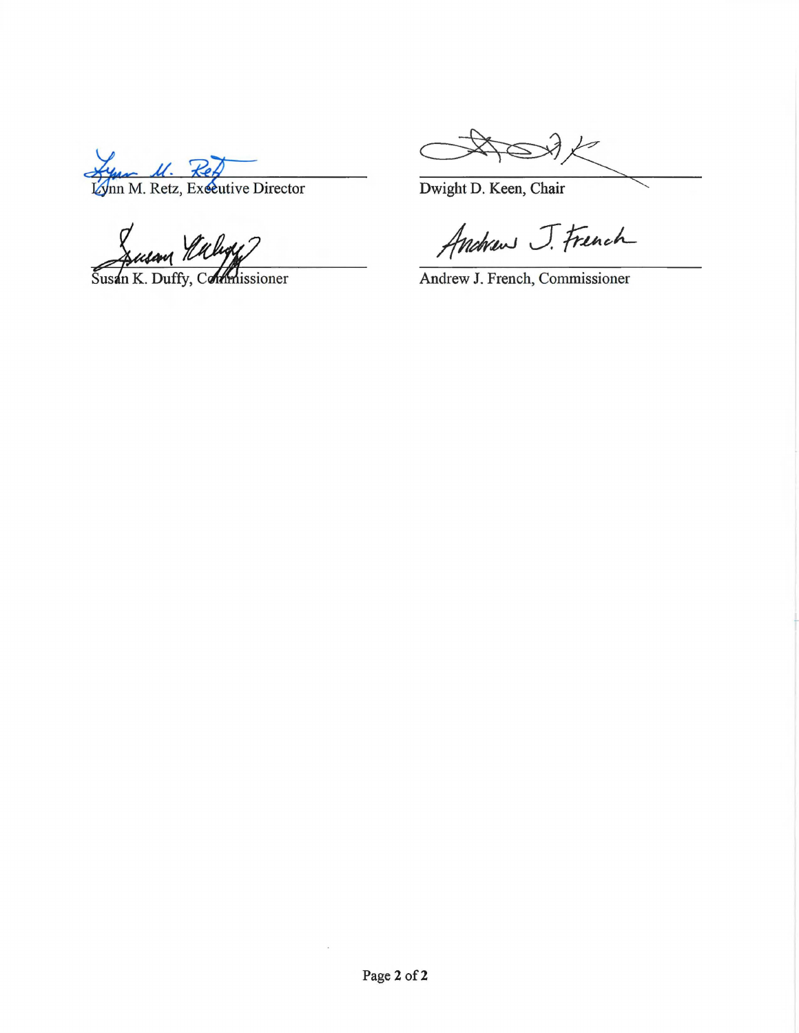Lynn M. Retz, Executive Director

Dwight D. Keen, Chair

Susan K. Duffy, Commissioner

Andrew J. French, Commissioner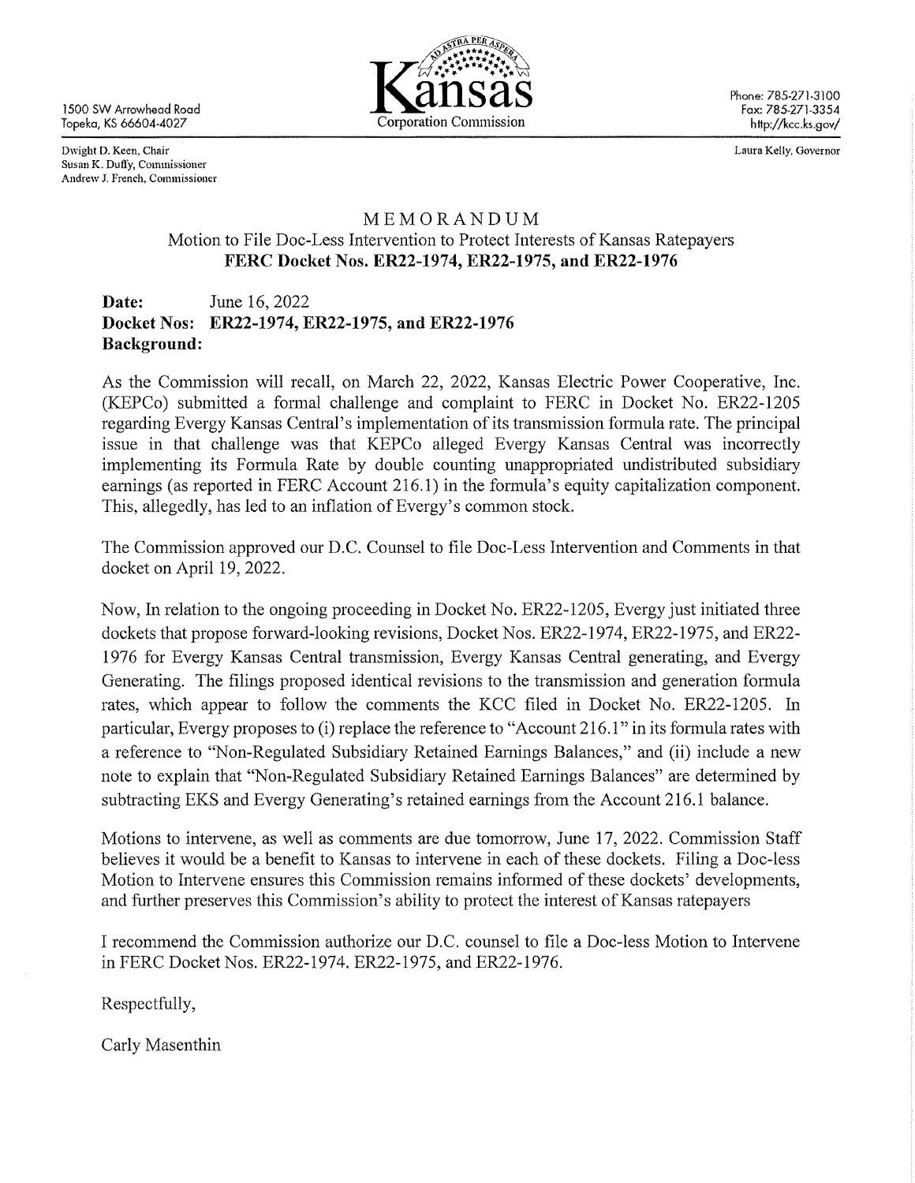1500 SW Arrowhead Road
Topeka, KS 66604-4027

Kansas
Corporation Commission

Phone: 785-271-3100
Fax: 785-271-3354
http://kcc.ks.gov/

Dwight D. Keen, Chair
Susan K. Duffy, Commissioner
Andrew J. French, Commissioner

Laura Kelly, Governor

# MEMORANDUM

Motion to File Doc-Less Intervention to Protect Interests of Kansas Ratepayers
**FERC Docket Nos. ER22-1974, ER22-1975, and ER22-1976**

**Date:** June 16, 2022
**Docket Nos: ER22-1974, ER22-1975, and ER22-1976**
**Background:**

As the Commission will recall, on March 22, 2022, Kansas Electric Power Cooperative, Inc. (KEPCo) submitted a formal challenge and complaint to FERC in Docket No. ER22-1205 regarding Evergy Kansas Central's implementation of its transmission formula rate. The principal issue in that challenge was that KEPCo alleged Evergy Kansas Central was incorrectly implementing its Formula Rate by double counting unappropriated undistributed subsidiary earnings (as reported in FERC Account 216.1) in the formula's equity capitalization component. This, allegedly, has led to an inflation of Evergy's common stock.

The Commission approved our D.C. Counsel to file Doc-Less Intervention and Comments in that docket on April 19, 2022.

Now, In relation to the ongoing proceeding in Docket No. ER22-1205, Evergy just initiated three dockets that propose forward-looking revisions, Docket Nos. ER22-1974, ER22-1975, and ER22-1976 for Evergy Kansas Central transmission, Evergy Kansas Central generating, and Evergy Generating. The filings proposed identical revisions to the transmission and generation formula rates, which appear to follow the comments the KCC filed in Docket No. ER22-1205. In particular, Evergy proposes to (i) replace the reference to "Account 216.1" in its formula rates with a reference to "Non-Regulated Subsidiary Retained Earnings Balances," and (ii) include a new note to explain that "Non-Regulated Subsidiary Retained Earnings Balances" are determined by subtracting EKS and Evergy Generating's retained earnings from the Account 216.1 balance.

Motions to intervene, as well as comments are due tomorrow, June 17, 2022. Commission Staff believes it would be a benefit to Kansas to intervene in each of these dockets. Filing a Doc-less Motion to Intervene ensures this Commission remains informed of these dockets' developments, and further preserves this Commission's ability to protect the interest of Kansas ratepayers

I recommend the Commission authorize our D.C. counsel to file a Doc-less Motion to Intervene in FERC Docket Nos. ER22-1974. ER22-1975, and ER22-1976.

Respectfully,

Carly Masenthin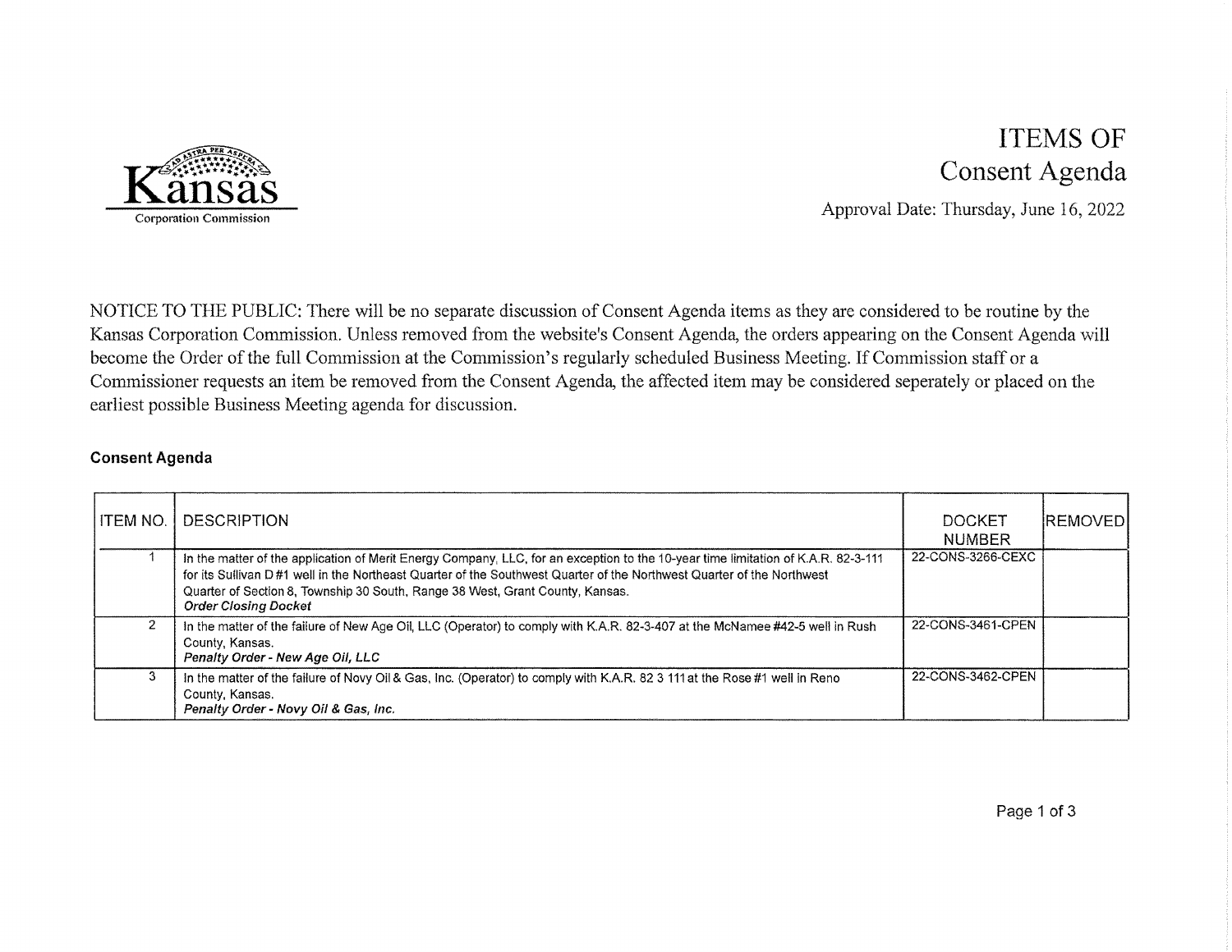Kansas
Corporation Commission

# ITEMS OF Consent Agenda

Approval Date: Thursday, June 16, 2022

NOTICE TO THE PUBLIC: There will be no separate discussion of Consent Agenda items as they are considered to be routine by the Kansas Corporation Commission. Unless removed from the website's Consent Agenda, the orders appearing on the Consent Agenda will become the Order of the full Commission at the Commission's regularly scheduled Business Meeting. If Commission staff or a Commissioner requests an item be removed from the Consent Agenda, the affected item may be considered seperately or placed on the earliest possible Business Meeting agenda for discussion.

**Consent Agenda**

| ITEM NO. | DESCRIPTION | DOCKET NUMBER | REMOVED |
|---|---|---|---|
| 1 | In the matter of the application of Merit Energy Company, LLC, for an exception to the 10-year time limitation of K.A.R. 82-3-111 for its Sullivan D #1 well in the Northeast Quarter of the Southwest Quarter of the Northwest Quarter of the Northwest Quarter of Section 8, Township 30 South, Range 38 West, Grant County, Kansas. ***Order Closing Docket*** | 22-CONS-3266-CEXC | |
| 2 | In the matter of the failure of New Age Oil, LLC (Operator) to comply with K.A.R. 82-3-407 at the McNamee #42-5 well in Rush County, Kansas. ***Penalty Order - New Age Oil, LLC*** | 22-CONS-3461-CPEN | |
| 3 | In the matter of the failure of Novy Oil & Gas, Inc. (Operator) to comply with K.A.R. 82 3 111 at the Rose #1 well in Reno County, Kansas. ***Penalty Order - Novy Oil & Gas, Inc.*** | 22-CONS-3462-CPEN | |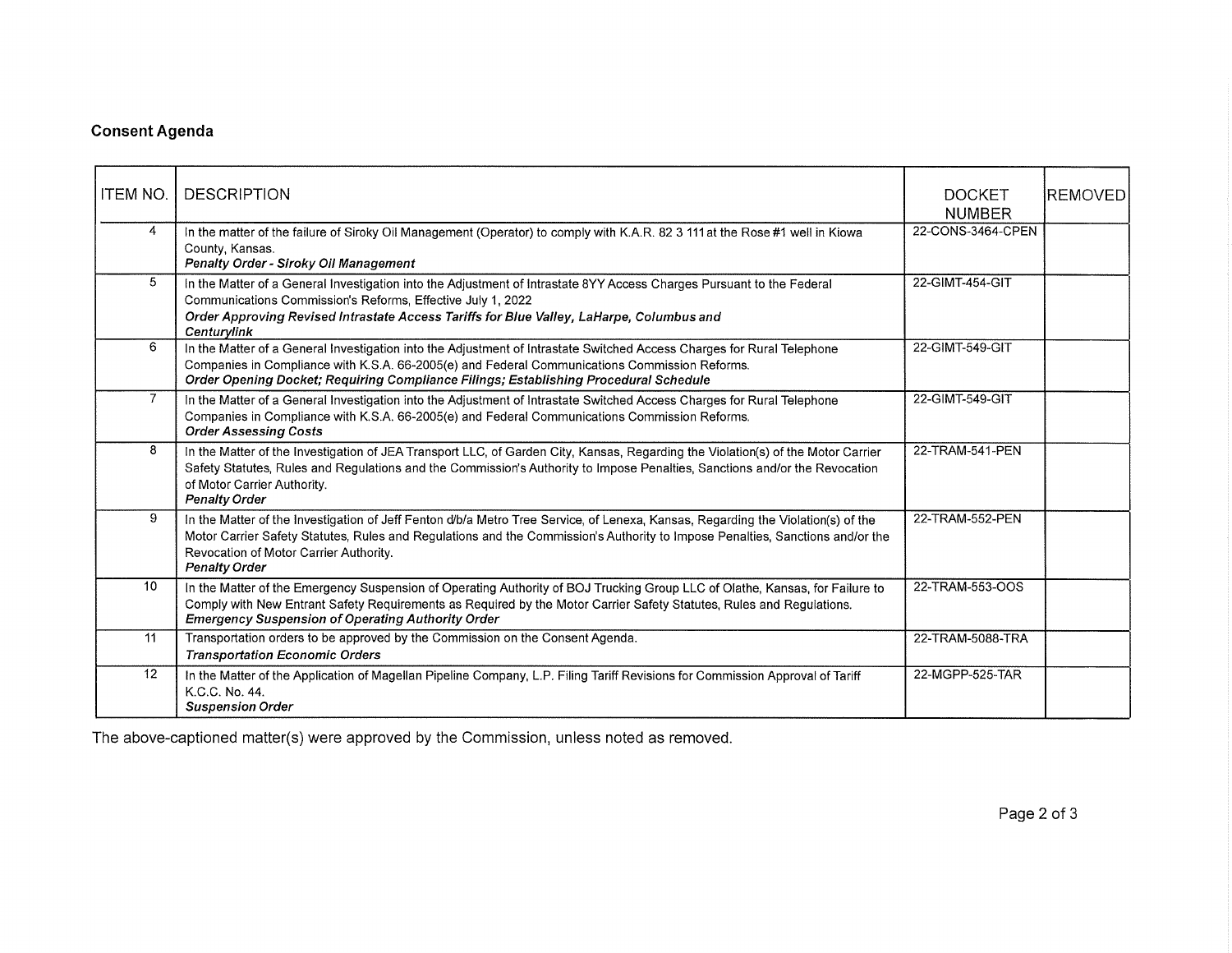## Consent Agenda

| ITEM NO. | DESCRIPTION | DOCKET NUMBER | REMOVED |
|---|---|---|---|
| 4 | In the matter of the failure of Siroky Oil Management (Operator) to comply with K.A.R. 82 3 111 at the Rose #1 well in Kiowa County, Kansas. ***Penalty Order - Siroky Oil Management*** | 22-CONS-3464-CPEN | |
| 5 | In the Matter of a General Investigation into the Adjustment of Intrastate 8YY Access Charges Pursuant to the Federal Communications Commission's Reforms, Effective July 1, 2022 ***Order Approving Revised Intrastate Access Tariffs for Blue Valley, LaHarpe, Columbus and Centurylink*** | 22-GIMT-454-GIT | |
| 6 | In the Matter of a General Investigation into the Adjustment of Intrastate Switched Access Charges for Rural Telephone Companies in Compliance with K.S.A. 66-2005(e) and Federal Communications Commission Reforms. ***Order Opening Docket; Requiring Compliance Filings; Establishing Procedural Schedule*** | 22-GIMT-549-GIT | |
| 7 | In the Matter of a General Investigation into the Adjustment of Intrastate Switched Access Charges for Rural Telephone Companies in Compliance with K.S.A. 66-2005(e) and Federal Communications Commission Reforms. ***Order Assessing Costs*** | 22-GIMT-549-GIT | |
| 8 | In the Matter of the Investigation of JEA Transport LLC, of Garden City, Kansas, Regarding the Violation(s) of the Motor Carrier Safety Statutes, Rules and Regulations and the Commission's Authority to Impose Penalties, Sanctions and/or the Revocation of Motor Carrier Authority. ***Penalty Order*** | 22-TRAM-541-PEN | |
| 9 | In the Matter of the Investigation of Jeff Fenton d/b/a Metro Tree Service, of Lenexa, Kansas, Regarding the Violation(s) of the Motor Carrier Safety Statutes, Rules and Regulations and the Commission's Authority to Impose Penalties, Sanctions and/or the Revocation of Motor Carrier Authority. ***Penalty Order*** | 22-TRAM-552-PEN | |
| 10 | In the Matter of the Emergency Suspension of Operating Authority of BOJ Trucking Group LLC of Olathe, Kansas, for Failure to Comply with New Entrant Safety Requirements as Required by the Motor Carrier Safety Statutes, Rules and Regulations. ***Emergency Suspension of Operating Authority Order*** | 22-TRAM-553-OOS | |
| 11 | Transportation orders to be approved by the Commission on the Consent Agenda. ***Transportation Economic Orders*** | 22-TRAM-5088-TRA | |
| 12 | In the Matter of the Application of Magellan Pipeline Company, L.P. Filing Tariff Revisions for Commission Approval of Tariff K.C.C. No. 44. ***Suspension Order*** | 22-MGPP-525-TAR | |

The above-captioned matter(s) were approved by the Commission, unless noted as removed.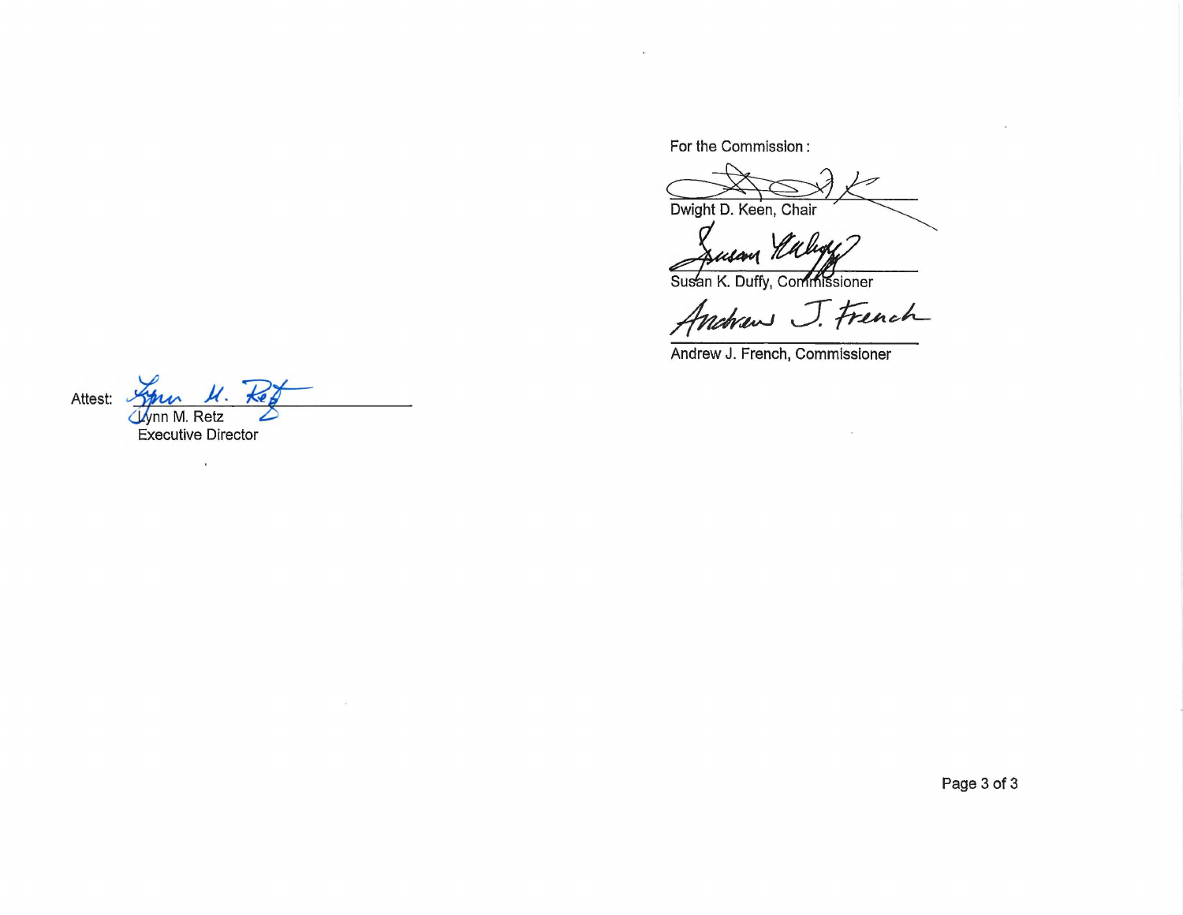For the Commission:

Dwight D. Keen, Chair

Susan K. Duffy, Commissioner

Andrew J. French, Commissioner

Attest:

Lynn M. Retz
Executive Director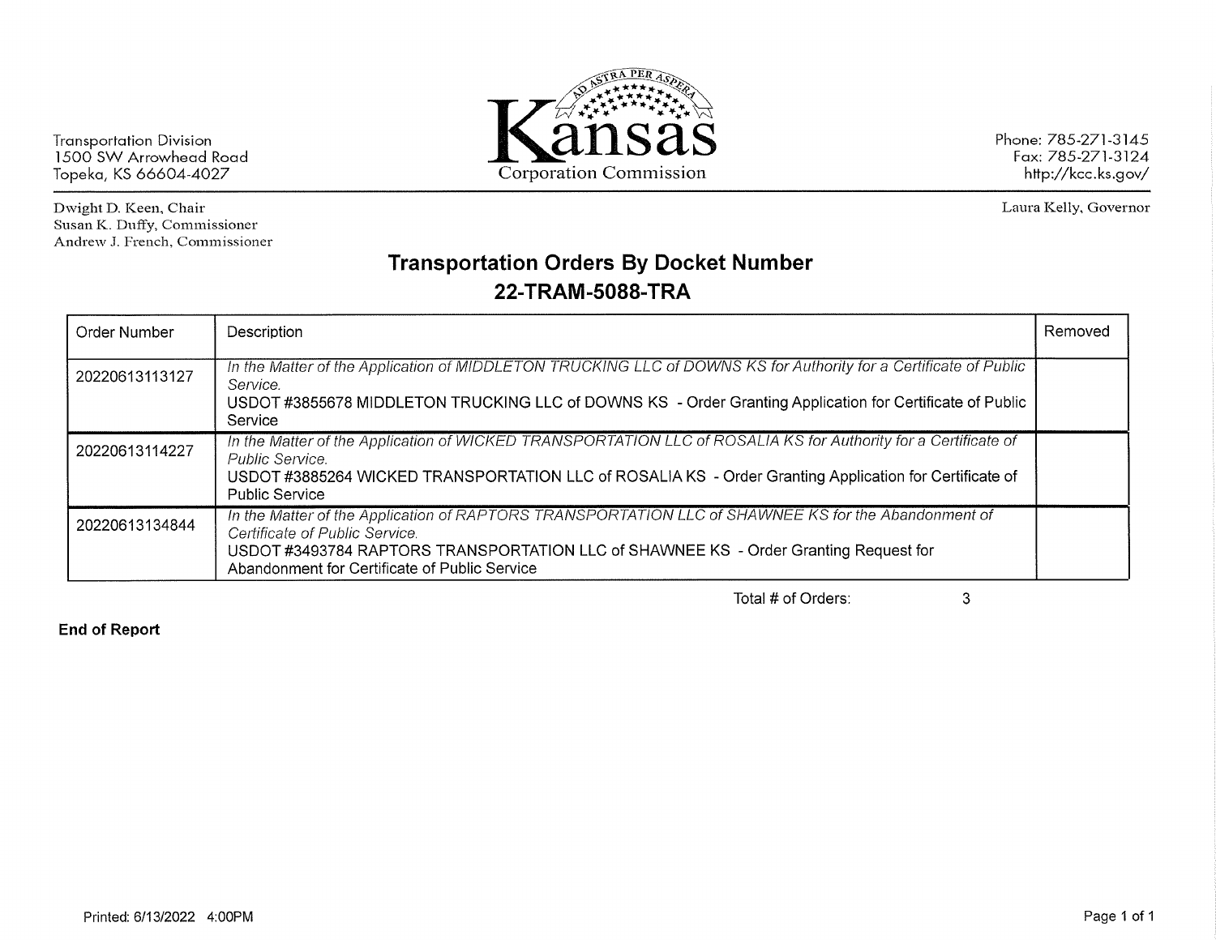Transportation Division
1500 SW Arrowhead Road
Topeka, KS 66604-4027

Kansas
Corporation Commission

Phone: 785-271-3145
Fax: 785-271-3124
http://kcc.ks.gov/

Dwight D. Keen, Chair
Susan K. Duffy, Commissioner
Andrew J. French, Commissioner

Laura Kelly, Governor

## Transportation Orders By Docket Number
## 22-TRAM-5088-TRA

| Order Number | Description | Removed |
|---|---|---|
| 20220613113127 | *In the Matter of the Application of MIDDLETON TRUCKING LLC of DOWNS KS for Authority for a Certificate of Public Service.* USDOT #3855678 MIDDLETON TRUCKING LLC of DOWNS KS - Order Granting Application for Certificate of Public Service | |
| 20220613114227 | *In the Matter of the Application of WICKED TRANSPORTATION LLC of ROSALIA KS for Authority for a Certificate of Public Service.* USDOT #3885264 WICKED TRANSPORTATION LLC of ROSALIA KS - Order Granting Application for Certificate of Public Service | |
| 20220613134844 | *In the Matter of the Application of RAPTORS TRANSPORTATION LLC of SHAWNEE KS for the Abandonment of Certificate of Public Service.* USDOT #3493784 RAPTORS TRANSPORTATION LLC of SHAWNEE KS - Order Granting Request for Abandonment for Certificate of Public Service | |

Total # of Orders: 3

**End of Report**

Printed: 6/13/2022 4:00PM